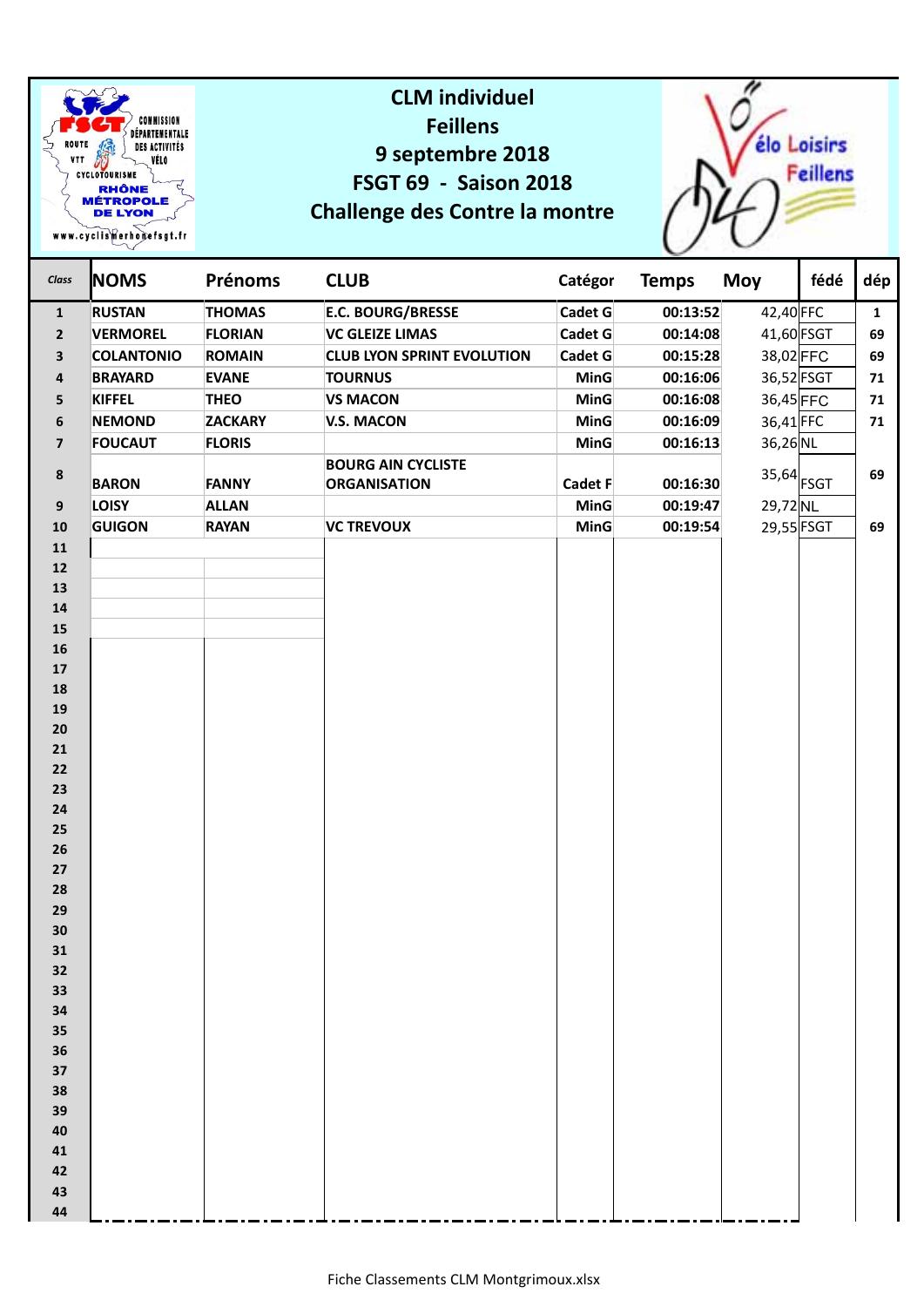# CLM individuel
# Feillens
# 9 septembre 2018
# FSGT 69 - Saison 2018
# Challenge des Contre la montre

| Class | NOMS | Prénoms | CLUB | Catégor | Temps | Moy | fédé | dép |
|---|---|---|---|---|---|---|---|---|
| 1 | RUSTAN | THOMAS | E.C. BOURG/BRESSE | Cadet G | 00:13:52 | 42,40 | FFC | 1 |
| 2 | VERMOREL | FLORIAN | VC GLEIZE LIMAS | Cadet G | 00:14:08 | 41,60 | FSGT | 69 |
| 3 | COLANTONIO | ROMAIN | CLUB LYON SPRINT EVOLUTION | Cadet G | 00:15:28 | 38,02 | FFC | 69 |
| 4 | BRAYARD | EVANE | TOURNUS | MinG | 00:16:06 | 36,52 | FSGT | 71 |
| 5 | KIFFEL | THEO | VS MACON | MinG | 00:16:08 | 36,45 | FFC | 71 |
| 6 | NEMOND | ZACKARY | V.S. MACON | MinG | 00:16:09 | 36,41 | FFC | 71 |
| 7 | FOUCAUT | FLORIS | | MinG | 00:16:13 | 36,26 | NL | |
| 8 | BARON | FANNY | BOURG AIN CYCLISTE ORGANISATION | Cadet F | 00:16:30 | 35,64 | FSGT | 69 |
| 9 | LOISY | ALLAN | | MinG | 00:19:47 | 29,72 | NL | |
| 10 | GUIGON | RAYAN | VC TREVOUX | MinG | 00:19:54 | 29,55 | FSGT | 69 |
| 11 | | | | | | | | |
| 12 | | | | | | | | |
| 13 | | | | | | | | |
| 14 | | | | | | | | |
| 15 | | | | | | | | |
| 16 | | | | | | | | |
| 17 | | | | | | | | |
| 18 | | | | | | | | |
| 19 | | | | | | | | |
| 20 | | | | | | | | |
| 21 | | | | | | | | |
| 22 | | | | | | | | |
| 23 | | | | | | | | |
| 24 | | | | | | | | |
| 25 | | | | | | | | |
| 26 | | | | | | | | |
| 27 | | | | | | | | |
| 28 | | | | | | | | |
| 29 | | | | | | | | |
| 30 | | | | | | | | |
| 31 | | | | | | | | |
| 32 | | | | | | | | |
| 33 | | | | | | | | |
| 34 | | | | | | | | |
| 35 | | | | | | | | |
| 36 | | | | | | | | |
| 37 | | | | | | | | |
| 38 | | | | | | | | |
| 39 | | | | | | | | |
| 40 | | | | | | | | |
| 41 | | | | | | | | |
| 42 | | | | | | | | |
| 43 | | | | | | | | |
| 44 | | | | | | | | |

Fiche Classements CLM Montgrimoux.xlsx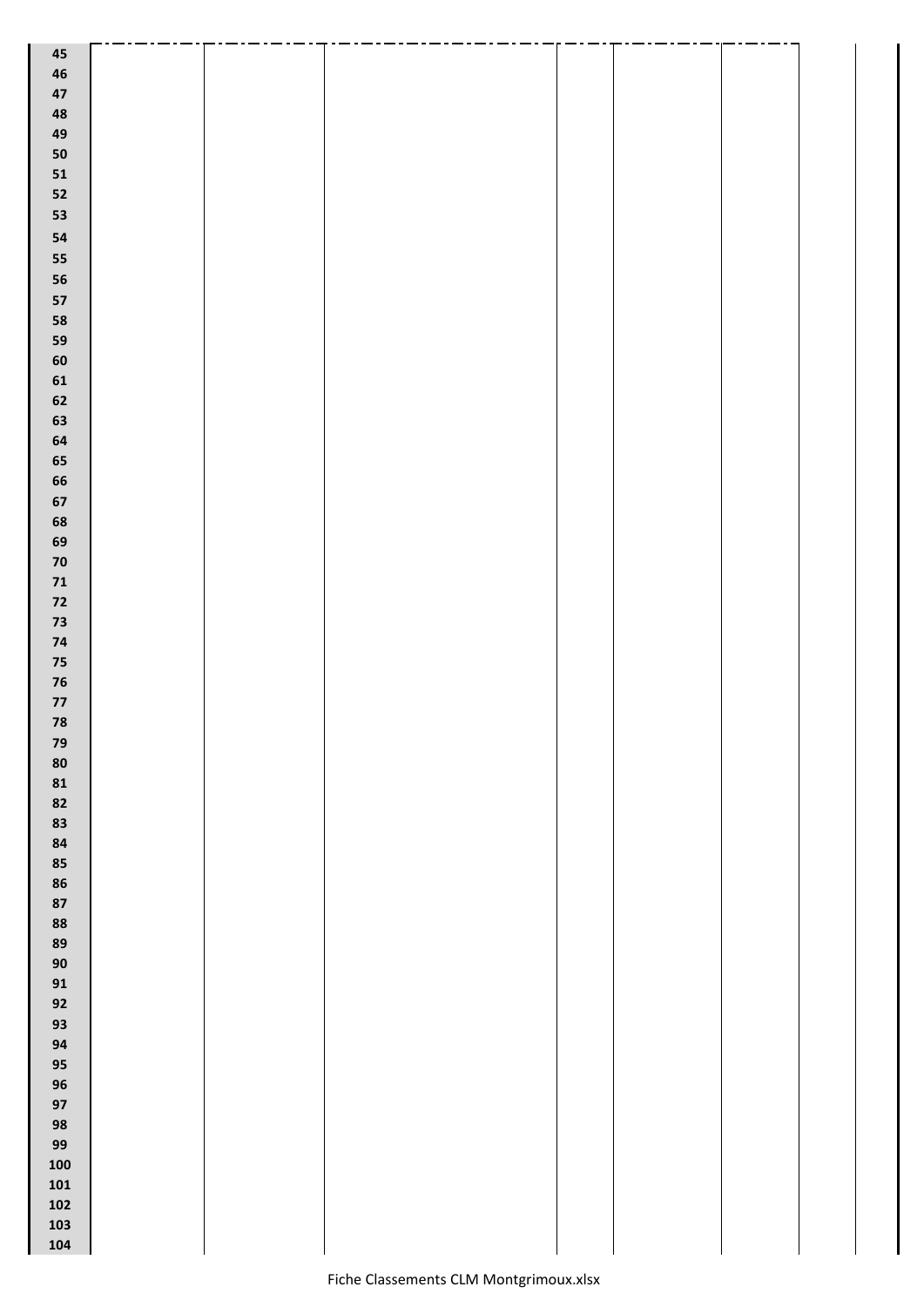| | | | | | | | | |
|---|---|---|---|---|---|---|---|---|
| 45 | | | | | | | | |
| 46 | | | | | | | | |
| 47 | | | | | | | | |
| 48 | | | | | | | | |
| 49 | | | | | | | | |
| 50 | | | | | | | | |
| 51 | | | | | | | | |
| 52 | | | | | | | | |
| 53 | | | | | | | | |
| 54 | | | | | | | | |
| 55 | | | | | | | | |
| 56 | | | | | | | | |
| 57 | | | | | | | | |
| 58 | | | | | | | | |
| 59 | | | | | | | | |
| 60 | | | | | | | | |
| 61 | | | | | | | | |
| 62 | | | | | | | | |
| 63 | | | | | | | | |
| 64 | | | | | | | | |
| 65 | | | | | | | | |
| 66 | | | | | | | | |
| 67 | | | | | | | | |
| 68 | | | | | | | | |
| 69 | | | | | | | | |
| 70 | | | | | | | | |
| 71 | | | | | | | | |
| 72 | | | | | | | | |
| 73 | | | | | | | | |
| 74 | | | | | | | | |
| 75 | | | | | | | | |
| 76 | | | | | | | | |
| 77 | | | | | | | | |
| 78 | | | | | | | | |
| 79 | | | | | | | | |
| 80 | | | | | | | | |
| 81 | | | | | | | | |
| 82 | | | | | | | | |
| 83 | | | | | | | | |
| 84 | | | | | | | | |
| 85 | | | | | | | | |
| 86 | | | | | | | | |
| 87 | | | | | | | | |
| 88 | | | | | | | | |
| 89 | | | | | | | | |
| 90 | | | | | | | | |
| 91 | | | | | | | | |
| 92 | | | | | | | | |
| 93 | | | | | | | | |
| 94 | | | | | | | | |
| 95 | | | | | | | | |
| 96 | | | | | | | | |
| 97 | | | | | | | | |
| 98 | | | | | | | | |
| 99 | | | | | | | | |
| 100 | | | | | | | | |
| 101 | | | | | | | | |
| 102 | | | | | | | | |
| 103 | | | | | | | | |
| 104 | | | | | | | | |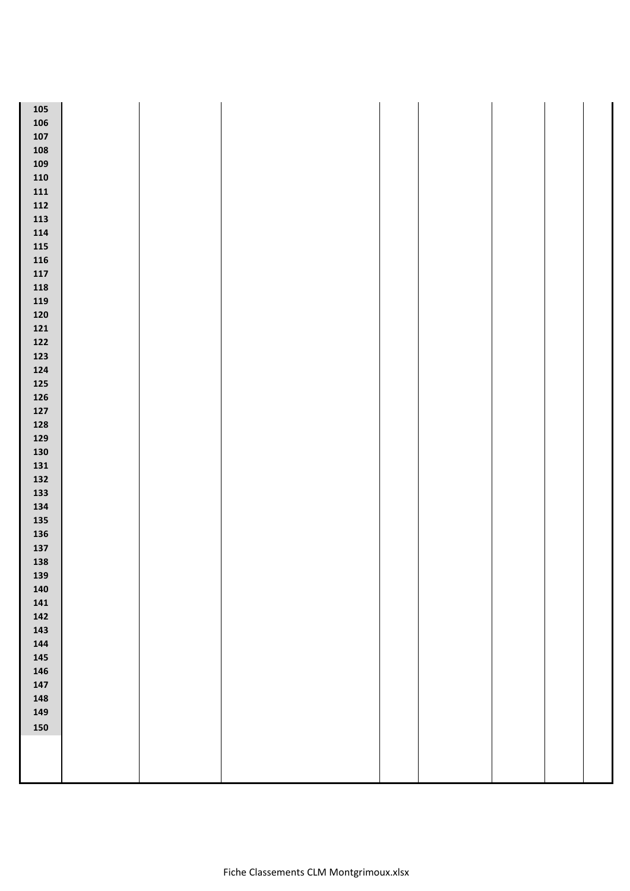| | | | | | | | | |
|---|---|---|---|---|---|---|---|---|
| **105** | | | | | | | | |
| **106** | | | | | | | | |
| **107** | | | | | | | | |
| **108** | | | | | | | | |
| **109** | | | | | | | | |
| **110** | | | | | | | | |
| **111** | | | | | | | | |
| **112** | | | | | | | | |
| **113** | | | | | | | | |
| **114** | | | | | | | | |
| **115** | | | | | | | | |
| **116** | | | | | | | | |
| **117** | | | | | | | | |
| **118** | | | | | | | | |
| **119** | | | | | | | | |
| **120** | | | | | | | | |
| **121** | | | | | | | | |
| **122** | | | | | | | | |
| **123** | | | | | | | | |
| **124** | | | | | | | | |
| **125** | | | | | | | | |
| **126** | | | | | | | | |
| **127** | | | | | | | | |
| **128** | | | | | | | | |
| **129** | | | | | | | | |
| **130** | | | | | | | | |
| **131** | | | | | | | | |
| **132** | | | | | | | | |
| **133** | | | | | | | | |
| **134** | | | | | | | | |
| **135** | | | | | | | | |
| **136** | | | | | | | | |
| **137** | | | | | | | | |
| **138** | | | | | | | | |
| **139** | | | | | | | | |
| **140** | | | | | | | | |
| **141** | | | | | | | | |
| **142** | | | | | | | | |
| **143** | | | | | | | | |
| **144** | | | | | | | | |
| **145** | | | | | | | | |
| **146** | | | | | | | | |
| **147** | | | | | | | | |
| **148** | | | | | | | | |
| **149** | | | | | | | | |
| **150** | | | | | | | | |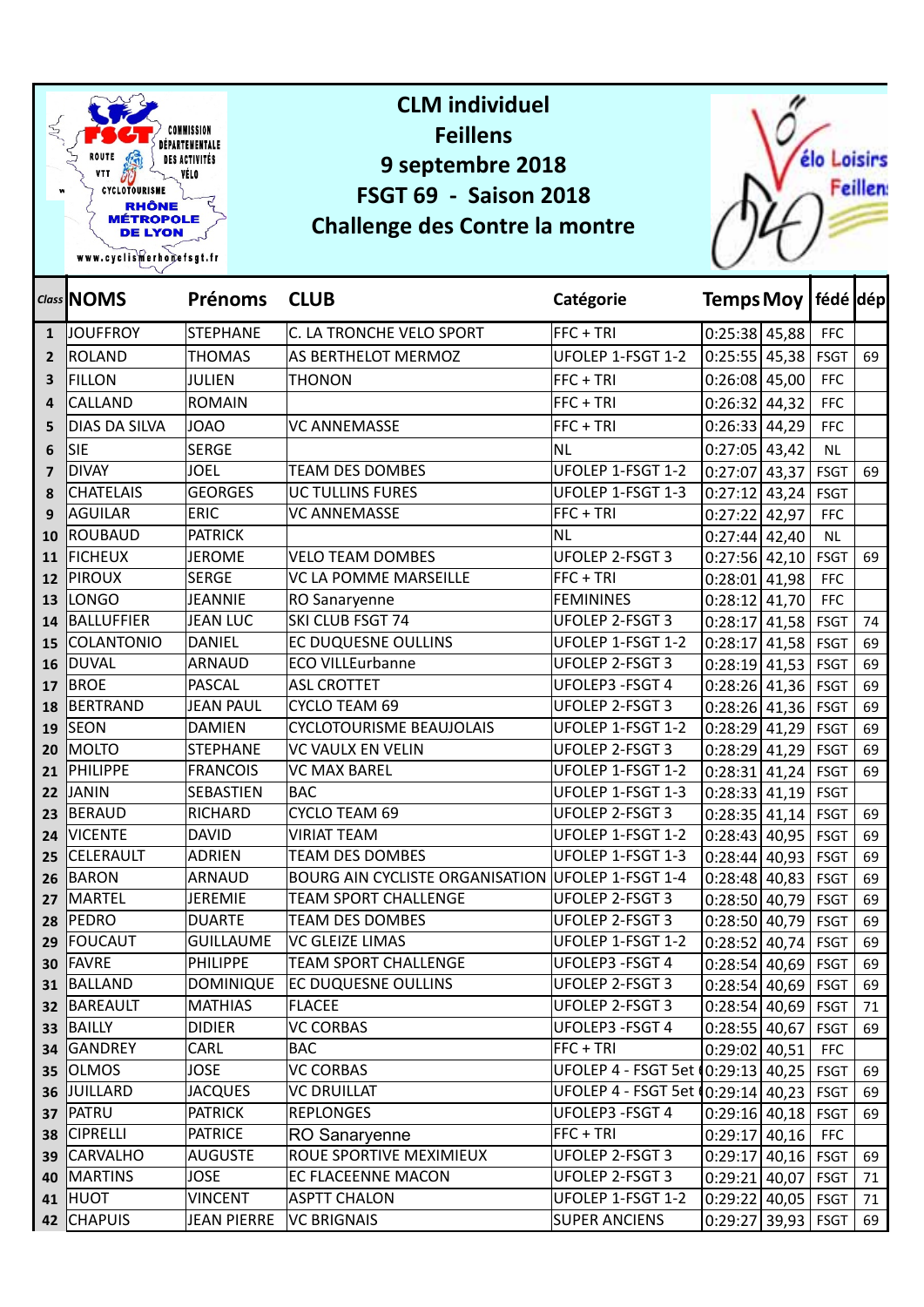# CLM individuel
# Feillens
# 9 septembre 2018
# FSGT 69 - Saison 2018
# Challenge des Contre la montre

| Class | NOMS | Prénoms | CLUB | Catégorie | Temps | Moy | fédé | dép |
|---|---|---|---|---|---|---|---|---|
| 1 | JOUFFROY | STEPHANE | C. LA TRONCHE VELO SPORT | FFC + TRI | 0:25:38 | 45,88 | FFC | |
| 2 | ROLAND | THOMAS | AS BERTHELOT MERMOZ | UFOLEP 1-FSGT 1-2 | 0:25:55 | 45,38 | FSGT | 69 |
| 3 | FILLON | JULIEN | THONON | FFC + TRI | 0:26:08 | 45,00 | FFC | |
| 4 | CALLAND | ROMAIN | | FFC + TRI | 0:26:32 | 44,32 | FFC | |
| 5 | DIAS DA SILVA | JOAO | VC ANNEMASSE | FFC + TRI | 0:26:33 | 44,29 | FFC | |
| 6 | SIE | SERGE | | NL | 0:27:05 | 43,42 | NL | |
| 7 | DIVAY | JOEL | TEAM DES DOMBES | UFOLEP 1-FSGT 1-2 | 0:27:07 | 43,37 | FSGT | 69 |
| 8 | CHATELAIS | GEORGES | UC TULLINS FURES | UFOLEP 1-FSGT 1-3 | 0:27:12 | 43,24 | FSGT | |
| 9 | AGUILAR | ERIC | VC ANNEMASSE | FFC + TRI | 0:27:22 | 42,97 | FFC | |
| 10 | ROUBAUD | PATRICK | | NL | 0:27:44 | 42,40 | NL | |
| 11 | FICHEUX | JEROME | VELO TEAM DOMBES | UFOLEP 2-FSGT 3 | 0:27:56 | 42,10 | FSGT | 69 |
| 12 | PIROUX | SERGE | VC LA POMME MARSEILLE | FFC + TRI | 0:28:01 | 41,98 | FFC | |
| 13 | LONGO | JEANNIE | RO Sanaryenne | FEMININES | 0:28:12 | 41,70 | FFC | |
| 14 | BALLUFFIER | JEAN LUC | SKI CLUB FSGT 74 | UFOLEP 2-FSGT 3 | 0:28:17 | 41,58 | FSGT | 74 |
| 15 | COLANTONIO | DANIEL | EC DUQUESNE OULLINS | UFOLEP 1-FSGT 1-2 | 0:28:17 | 41,58 | FSGT | 69 |
| 16 | DUVAL | ARNAUD | ECO VILLEurbanne | UFOLEP 2-FSGT 3 | 0:28:19 | 41,53 | FSGT | 69 |
| 17 | BROE | PASCAL | ASL CROTTET | UFOLEP3 -FSGT 4 | 0:28:26 | 41,36 | FSGT | 69 |
| 18 | BERTRAND | JEAN PAUL | CYCLO TEAM 69 | UFOLEP 2-FSGT 3 | 0:28:26 | 41,36 | FSGT | 69 |
| 19 | SEON | DAMIEN | CYCLOTOURISME BEAUJOLAIS | UFOLEP 1-FSGT 1-2 | 0:28:29 | 41,29 | FSGT | 69 |
| 20 | MOLTO | STEPHANE | VC VAULX EN VELIN | UFOLEP 2-FSGT 3 | 0:28:29 | 41,29 | FSGT | 69 |
| 21 | PHILIPPE | FRANCOIS | VC MAX BAREL | UFOLEP 1-FSGT 1-2 | 0:28:31 | 41,24 | FSGT | 69 |
| 22 | JANIN | SEBASTIEN | BAC | UFOLEP 1-FSGT 1-3 | 0:28:33 | 41,19 | FSGT | |
| 23 | BERAUD | RICHARD | CYCLO TEAM 69 | UFOLEP 2-FSGT 3 | 0:28:35 | 41,14 | FSGT | 69 |
| 24 | VICENTE | DAVID | VIRIAT TEAM | UFOLEP 1-FSGT 1-2 | 0:28:43 | 40,95 | FSGT | 69 |
| 25 | CELERAULT | ADRIEN | TEAM DES DOMBES | UFOLEP 1-FSGT 1-3 | 0:28:44 | 40,93 | FSGT | 69 |
| 26 | BARON | ARNAUD | BOURG AIN CYCLISTE ORGANISATION | UFOLEP 1-FSGT 1-4 | 0:28:48 | 40,83 | FSGT | 69 |
| 27 | MARTEL | JEREMIE | TEAM SPORT CHALLENGE | UFOLEP 2-FSGT 3 | 0:28:50 | 40,79 | FSGT | 69 |
| 28 | PEDRO | DUARTE | TEAM DES DOMBES | UFOLEP 2-FSGT 3 | 0:28:50 | 40,79 | FSGT | 69 |
| 29 | FOUCAUT | GUILLAUME | VC GLEIZE LIMAS | UFOLEP 1-FSGT 1-2 | 0:28:52 | 40,74 | FSGT | 69 |
| 30 | FAVRE | PHILIPPE | TEAM SPORT CHALLENGE | UFOLEP3 -FSGT 4 | 0:28:54 | 40,69 | FSGT | 69 |
| 31 | BALLAND | DOMINIQUE | EC DUQUESNE OULLINS | UFOLEP 2-FSGT 3 | 0:28:54 | 40,69 | FSGT | 69 |
| 32 | BAREAULT | MATHIAS | FLACEE | UFOLEP 2-FSGT 3 | 0:28:54 | 40,69 | FSGT | 71 |
| 33 | BAILLY | DIDIER | VC CORBAS | UFOLEP3 -FSGT 4 | 0:28:55 | 40,67 | FSGT | 69 |
| 34 | GANDREY | CARL | BAC | FFC + TRI | 0:29:02 | 40,51 | FFC | |
| 35 | OLMOS | JOSE | VC CORBAS | UFOLEP 4 - FSGT 5et | 0:29:13 | 40,25 | FSGT | 69 |
| 36 | JUILLARD | JACQUES | VC DRUILLAT | UFOLEP 4 - FSGT 5et | 0:29:14 | 40,23 | FSGT | 69 |
| 37 | PATRU | PATRICK | REPLONGES | UFOLEP3 -FSGT 4 | 0:29:16 | 40,18 | FSGT | 69 |
| 38 | CIPRELLI | PATRICE | RO Sanaryenne | FFC + TRI | 0:29:17 | 40,16 | FFC | |
| 39 | CARVALHO | AUGUSTE | ROUE SPORTIVE MEXIMIEUX | UFOLEP 2-FSGT 3 | 0:29:17 | 40,16 | FSGT | 69 |
| 40 | MARTINS | JOSE | EC FLACEENNE MACON | UFOLEP 2-FSGT 3 | 0:29:21 | 40,07 | FSGT | 71 |
| 41 | HUOT | VINCENT | ASPTT CHALON | UFOLEP 1-FSGT 1-2 | 0:29:22 | 40,05 | FSGT | 71 |
| 42 | CHAPUIS | JEAN PIERRE | VC BRIGNAIS | SUPER ANCIENS | 0:29:27 | 39,93 | FSGT | 69 |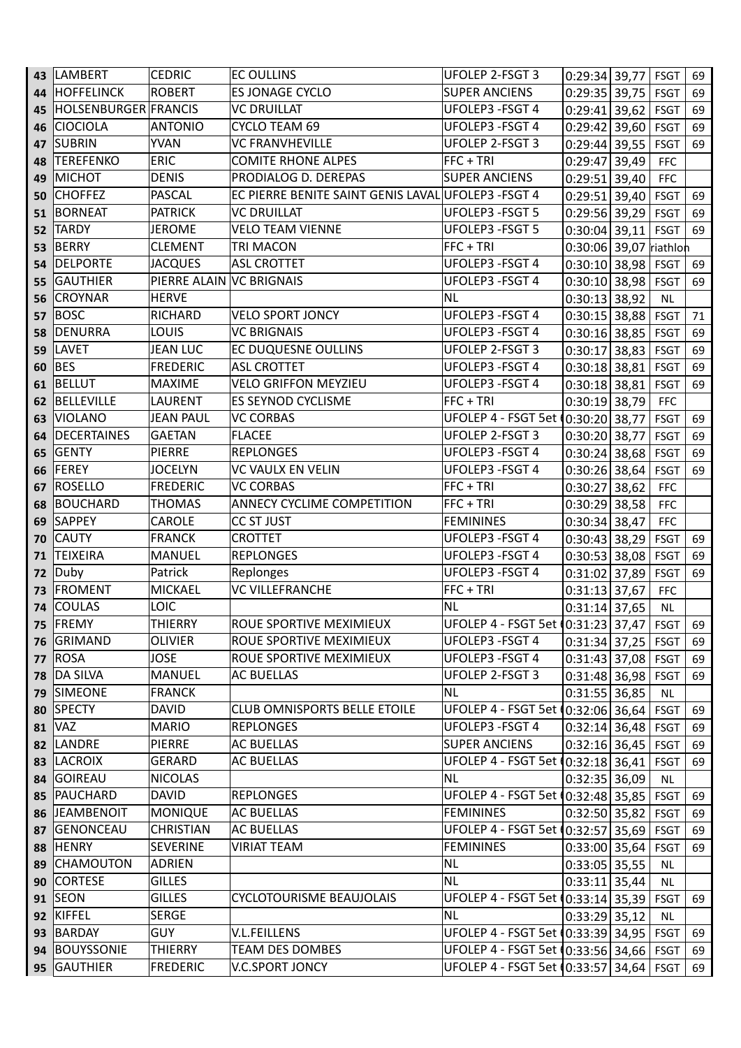| 43 | LAMBERT | CEDRIC | EC OULLINS | UFOLEP 2-FSGT 3 | 0:29:34 | 39,77 | FSGT | 69 |
|---|---|---|---|---|---|---|---|---|
| 44 | HOFFELINCK | ROBERT | ES JONAGE CYCLO | SUPER ANCIENS | 0:29:35 | 39,75 | FSGT | 69 |
| 45 | HOLSENBURGER | FRANCIS | VC DRUILLAT | UFOLEP3 -FSGT 4 | 0:29:41 | 39,62 | FSGT | 69 |
| 46 | CIOCIOLA | ANTONIO | CYCLO TEAM 69 | UFOLEP3 -FSGT 4 | 0:29:42 | 39,60 | FSGT | 69 |
| 47 | SUBRIN | YVAN | VC FRANVHEVILLE | UFOLEP 2-FSGT 3 | 0:29:44 | 39,55 | FSGT | 69 |
| 48 | TEREFENKO | ERIC | COMITE RHONE ALPES | FFC + TRI | 0:29:47 | 39,49 | FFC | |
| 49 | MICHOT | DENIS | PRODIALOG D. DEREPAS | SUPER ANCIENS | 0:29:51 | 39,40 | FFC | |
| 50 | CHOFFEZ | PASCAL | EC PIERRE BENITE SAINT GENIS LAVAL | UFOLEP3 -FSGT 4 | 0:29:51 | 39,40 | FSGT | 69 |
| 51 | BORNEAT | PATRICK | VC DRUILLAT | UFOLEP3 -FSGT 5 | 0:29:56 | 39,29 | FSGT | 69 |
| 52 | TARDY | JEROME | VELO TEAM VIENNE | UFOLEP3 -FSGT 5 | 0:30:04 | 39,11 | FSGT | 69 |
| 53 | BERRY | CLEMENT | TRI MACON | FFC + TRI | 0:30:06 | 39,07 | riathlon | |
| 54 | DELPORTE | JACQUES | ASL CROTTET | UFOLEP3 -FSGT 4 | 0:30:10 | 38,98 | FSGT | 69 |
| 55 | GAUTHIER | PIERRE ALAIN | VC BRIGNAIS | UFOLEP3 -FSGT 4 | 0:30:10 | 38,98 | FSGT | 69 |
| 56 | CROYNAR | HERVE | | NL | 0:30:13 | 38,92 | NL | |
| 57 | BOSC | RICHARD | VELO SPORT JONCY | UFOLEP3 -FSGT 4 | 0:30:15 | 38,88 | FSGT | 71 |
| 58 | DENURRA | LOUIS | VC BRIGNAIS | UFOLEP3 -FSGT 4 | 0:30:16 | 38,85 | FSGT | 69 |
| 59 | LAVET | JEAN LUC | EC DUQUESNE OULLINS | UFOLEP 2-FSGT 3 | 0:30:17 | 38,83 | FSGT | 69 |
| 60 | BES | FREDERIC | ASL CROTTET | UFOLEP3 -FSGT 4 | 0:30:18 | 38,81 | FSGT | 69 |
| 61 | BELLUT | MAXIME | VELO GRIFFON MEYZIEU | UFOLEP3 -FSGT 4 | 0:30:18 | 38,81 | FSGT | 69 |
| 62 | BELLEVILLE | LAURENT | ES SEYNOD CYCLISME | FFC + TRI | 0:30:19 | 38,79 | FFC | |
| 63 | VIOLANO | JEAN PAUL | VC CORBAS | UFOLEP 4 - FSGT 5et ( | 0:30:20 | 38,77 | FSGT | 69 |
| 64 | DECERTAINES | GAETAN | FLACEE | UFOLEP 2-FSGT 3 | 0:30:20 | 38,77 | FSGT | 69 |
| 65 | GENTY | PIERRE | REPLONGES | UFOLEP3 -FSGT 4 | 0:30:24 | 38,68 | FSGT | 69 |
| 66 | FEREY | JOCELYN | VC VAULX EN VELIN | UFOLEP3 -FSGT 4 | 0:30:26 | 38,64 | FSGT | 69 |
| 67 | ROSELLO | FREDERIC | VC CORBAS | FFC + TRI | 0:30:27 | 38,62 | FFC | |
| 68 | BOUCHARD | THOMAS | ANNECY CYCLIME COMPETITION | FFC + TRI | 0:30:29 | 38,58 | FFC | |
| 69 | SAPPEY | CAROLE | CC ST JUST | FEMININES | 0:30:34 | 38,47 | FFC | |
| 70 | CAUTY | FRANCK | CROTTET | UFOLEP3 -FSGT 4 | 0:30:43 | 38,29 | FSGT | 69 |
| 71 | TEIXEIRA | MANUEL | REPLONGES | UFOLEP3 -FSGT 4 | 0:30:53 | 38,08 | FSGT | 69 |
| 72 | Duby | Patrick | Replonges | UFOLEP3 -FSGT 4 | 0:31:02 | 37,89 | FSGT | 69 |
| 73 | FROMENT | MICKAEL | VC VILLEFRANCHE | FFC + TRI | 0:31:13 | 37,67 | FFC | |
| 74 | COULAS | LOIC | | NL | 0:31:14 | 37,65 | NL | |
| 75 | FREMY | THIERRY | ROUE SPORTIVE MEXIMIEUX | UFOLEP 4 - FSGT 5et ( | 0:31:23 | 37,47 | FSGT | 69 |
| 76 | GRIMAND | OLIVIER | ROUE SPORTIVE MEXIMIEUX | UFOLEP3 -FSGT 4 | 0:31:34 | 37,25 | FSGT | 69 |
| 77 | ROSA | JOSE | ROUE SPORTIVE MEXIMIEUX | UFOLEP3 -FSGT 4 | 0:31:43 | 37,08 | FSGT | 69 |
| 78 | DA SILVA | MANUEL | AC BUELLAS | UFOLEP 2-FSGT 3 | 0:31:48 | 36,98 | FSGT | 69 |
| 79 | SIMEONE | FRANCK | | NL | 0:31:55 | 36,85 | NL | |
| 80 | SPECTY | DAVID | CLUB OMNISPORTS BELLE ETOILE | UFOLEP 4 - FSGT 5et ( | 0:32:06 | 36,64 | FSGT | 69 |
| 81 | VAZ | MARIO | REPLONGES | UFOLEP3 -FSGT 4 | 0:32:14 | 36,48 | FSGT | 69 |
| 82 | LANDRE | PIERRE | AC BUELLAS | SUPER ANCIENS | 0:32:16 | 36,45 | FSGT | 69 |
| 83 | LACROIX | GERARD | AC BUELLAS | UFOLEP 4 - FSGT 5et ( | 0:32:18 | 36,41 | FSGT | 69 |
| 84 | GOIREAU | NICOLAS | | NL | 0:32:35 | 36,09 | NL | |
| 85 | PAUCHARD | DAVID | REPLONGES | UFOLEP 4 - FSGT 5et ( | 0:32:48 | 35,85 | FSGT | 69 |
| 86 | JEAMBENOIT | MONIQUE | AC BUELLAS | FEMININES | 0:32:50 | 35,82 | FSGT | 69 |
| 87 | GENONCEAU | CHRISTIAN | AC BUELLAS | UFOLEP 4 - FSGT 5et ( | 0:32:57 | 35,69 | FSGT | 69 |
| 88 | HENRY | SEVERINE | VIRIAT TEAM | FEMININES | 0:33:00 | 35,64 | FSGT | 69 |
| 89 | CHAMOUTON | ADRIEN | | NL | 0:33:05 | 35,55 | NL | |
| 90 | CORTESE | GILLES | | NL | 0:33:11 | 35,44 | NL | |
| 91 | SEON | GILLES | CYCLOTOURISME BEAUJOLAIS | UFOLEP 4 - FSGT 5et ( | 0:33:14 | 35,39 | FSGT | 69 |
| 92 | KIFFEL | SERGE | | NL | 0:33:29 | 35,12 | NL | |
| 93 | BARDAY | GUY | V.L.FEILLENS | UFOLEP 4 - FSGT 5et ( | 0:33:39 | 34,95 | FSGT | 69 |
| 94 | BOUYSSONIE | THIERRY | TEAM DES DOMBES | UFOLEP 4 - FSGT 5et ( | 0:33:56 | 34,66 | FSGT | 69 |
| 95 | GAUTHIER | FREDERIC | V.C.SPORT JONCY | UFOLEP 4 - FSGT 5et ( | 0:33:57 | 34,64 | FSGT | 69 |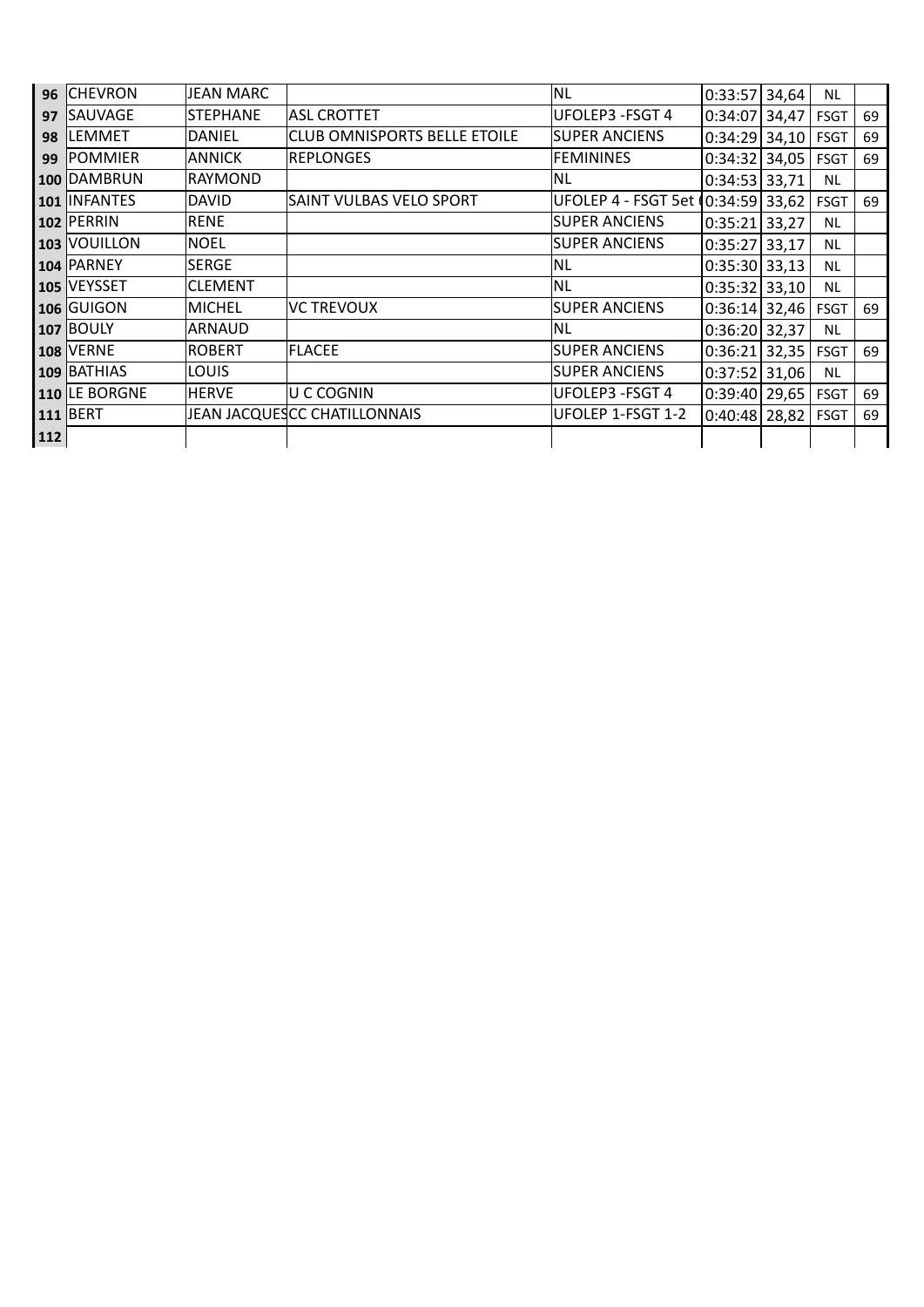| | | | | | | | | |
|---|---|---|---|---|---|---|---|---|
| 96 | CHEVRON | JEAN MARC | | NL | 0:33:57 | 34,64 | NL | |
| 97 | SAUVAGE | STEPHANE | ASL CROTTET | UFOLEP3 -FSGT 4 | 0:34:07 | 34,47 | FSGT | 69 |
| 98 | LEMMET | DANIEL | CLUB OMNISPORTS BELLE ETOILE | SUPER ANCIENS | 0:34:29 | 34,10 | FSGT | 69 |
| 99 | POMMIER | ANNICK | REPLONGES | FEMININES | 0:34:32 | 34,05 | FSGT | 69 |
| 100 | DAMBRUN | RAYMOND | | NL | 0:34:53 | 33,71 | NL | |
| 101 | INFANTES | DAVID | SAINT VULBAS VELO SPORT | UFOLEP 4 - FSGT 5et ( | 0:34:59 | 33,62 | FSGT | 69 |
| 102 | PERRIN | RENE | | SUPER ANCIENS | 0:35:21 | 33,27 | NL | |
| 103 | VOUILLON | NOEL | | SUPER ANCIENS | 0:35:27 | 33,17 | NL | |
| 104 | PARNEY | SERGE | | NL | 0:35:30 | 33,13 | NL | |
| 105 | VEYSSET | CLEMENT | | NL | 0:35:32 | 33,10 | NL | |
| 106 | GUIGON | MICHEL | VC TREVOUX | SUPER ANCIENS | 0:36:14 | 32,46 | FSGT | 69 |
| 107 | BOULY | ARNAUD | | NL | 0:36:20 | 32,37 | NL | |
| 108 | VERNE | ROBERT | FLACEE | SUPER ANCIENS | 0:36:21 | 32,35 | FSGT | 69 |
| 109 | BATHIAS | LOUIS | | SUPER ANCIENS | 0:37:52 | 31,06 | NL | |
| 110 | LE BORGNE | HERVE | U C COGNIN | UFOLEP3 -FSGT 4 | 0:39:40 | 29,65 | FSGT | 69 |
| 111 | BERT | JEAN JACQUES | CC CHATILLONNAIS | UFOLEP 1-FSGT 1-2 | 0:40:48 | 28,82 | FSGT | 69 |
| 112 | | | | | | | | |